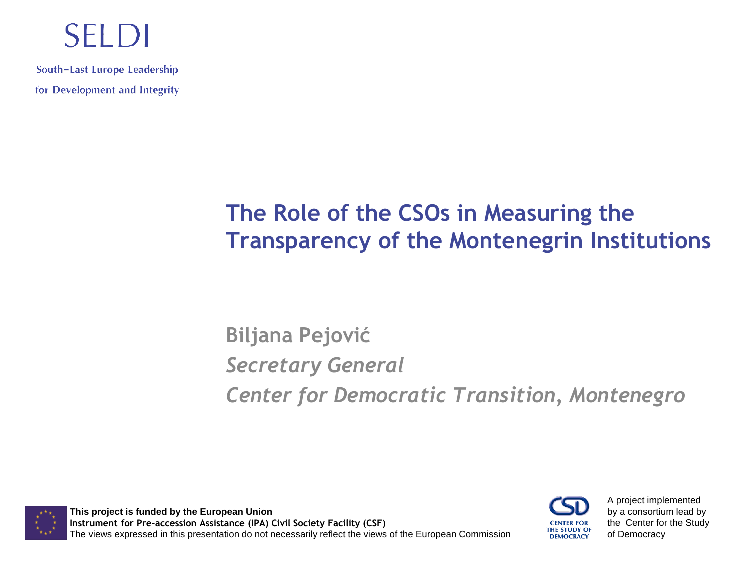SELDI

South–East Europe Leadership for Development and Integrity

# The Role of the CSOs in Measuring the Transparency of the Montenegrin Institutions

**Biljana Pejović**

*Secretary General*

*Center for Democratic Transition, Montenegro*

**This project is funded by the European Union**
**Instrument for Pre-accession Assistance (IPA) Civil Society Facility (CSF)**
The views expressed in this presentation do not necessarily reflect the views of the European Commission

CSD CENTER FOR THE STUDY OF DEMOCRACY

A project implemented by a consortium lead by the Center for the Study of Democracy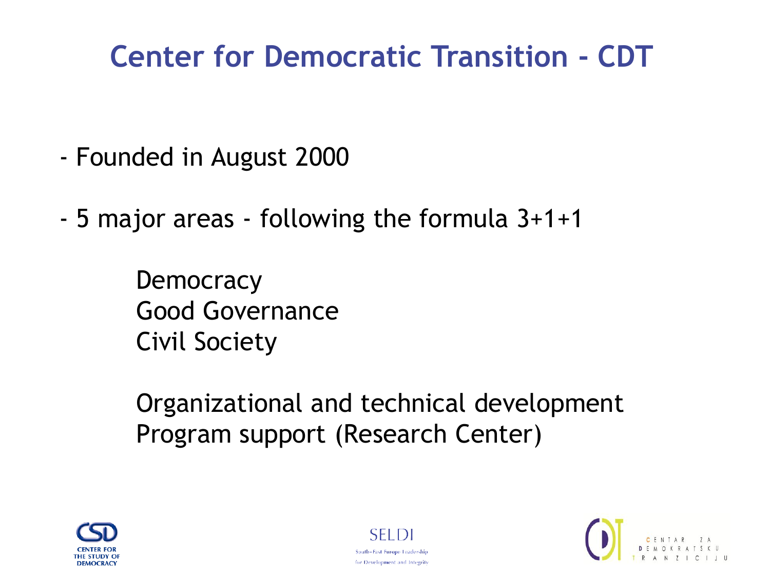# Center for Democratic Transition - CDT

- Founded in August 2000

- 5 major areas - following the formula 3+1+1

  Democracy
  Good Governance
  Civil Society

  Organizational and technical development
  Program support (Research Center)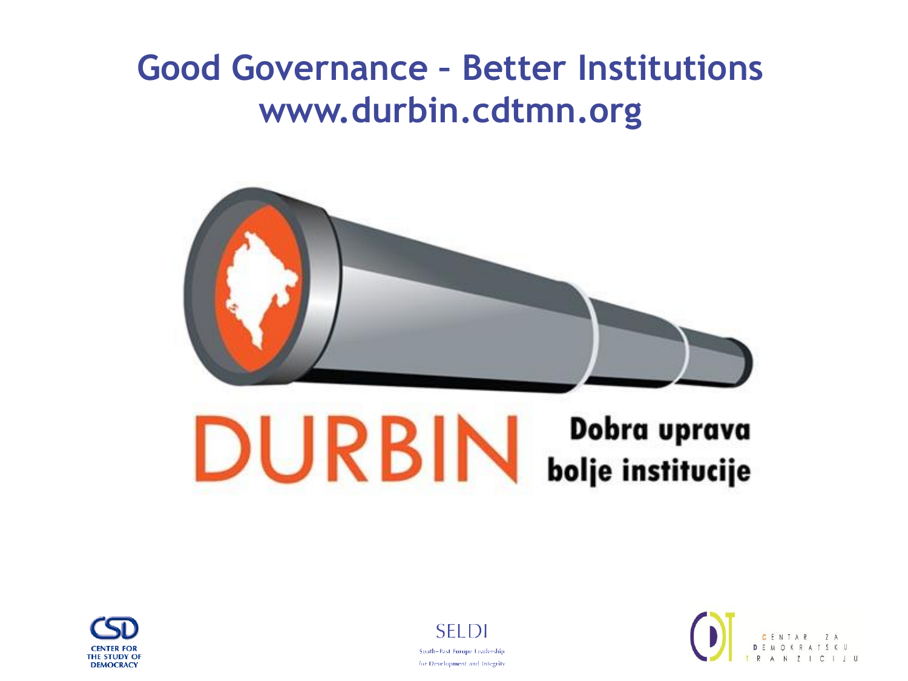# Good Governance – Better Institutions
# www.durbin.cdtmn.org

DURBIN Dobra uprava bolje institucije

CSD CENTER FOR THE STUDY OF DEMOCRACY

SELDI South-East Europe Leadership for Development and Integrity

CENTAR ZA DEMOKRATSKU TRANZICIJU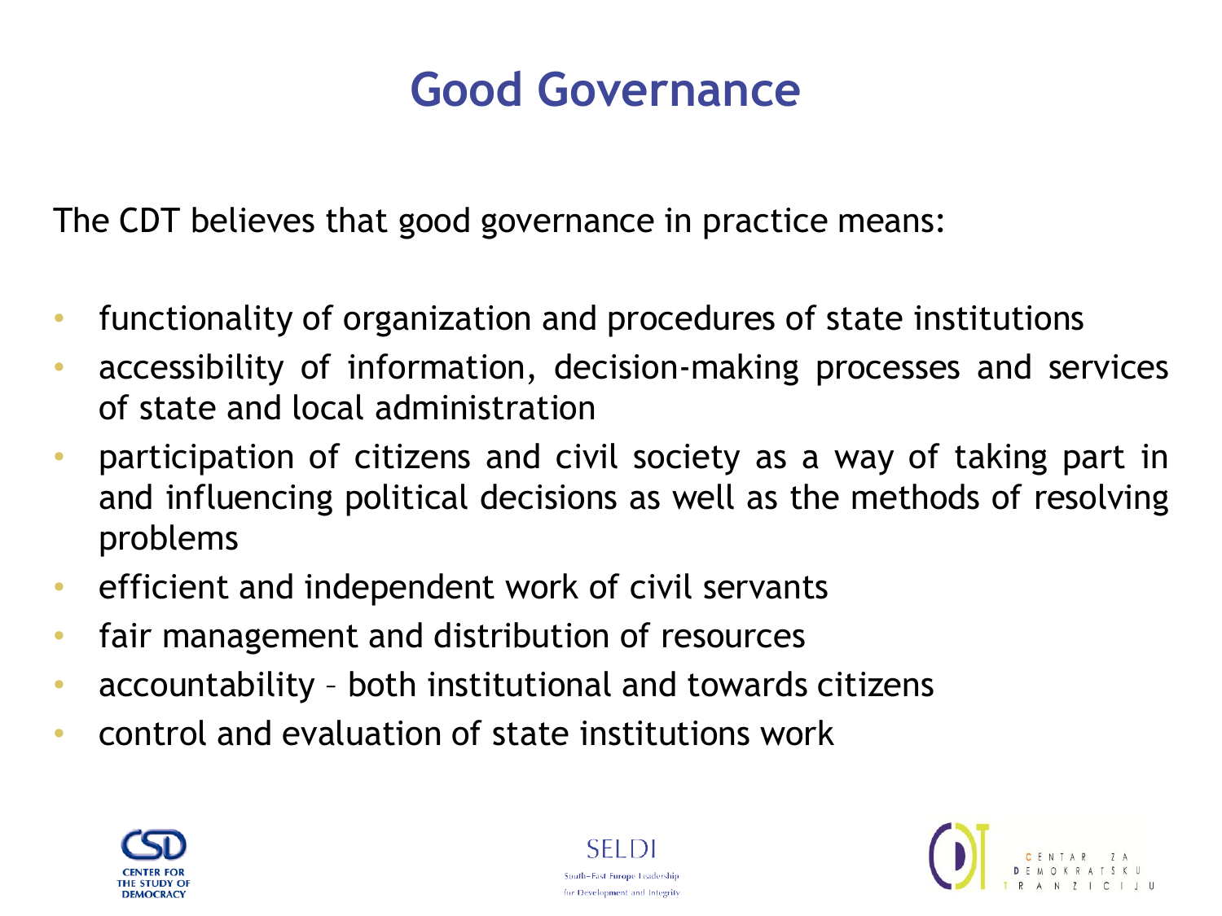# Good Governance

The CDT believes that good governance in practice means:

- functionality of organization and procedures of state institutions
- accessibility of information, decision-making processes and services of state and local administration
- participation of citizens and civil society as a way of taking part in and influencing political decisions as well as the methods of resolving problems
- efficient and independent work of civil servants
- fair management and distribution of resources
- accountability – both institutional and towards citizens
- control and evaluation of state institutions work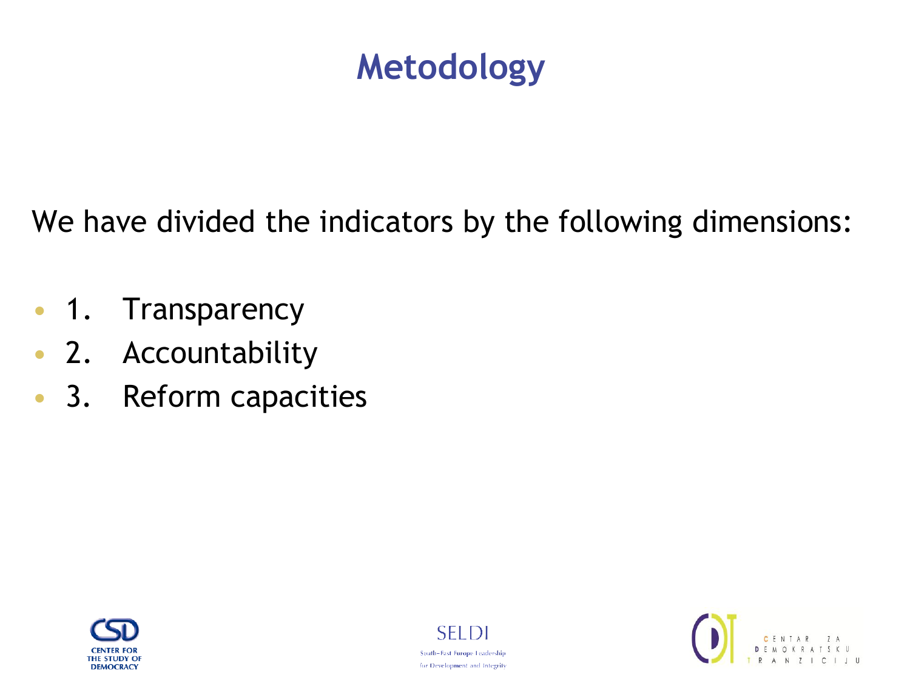# Metodology

We have divided the indicators by the following dimensions:

- 1. Transparency
- 2. Accountability
- 3. Reform capacities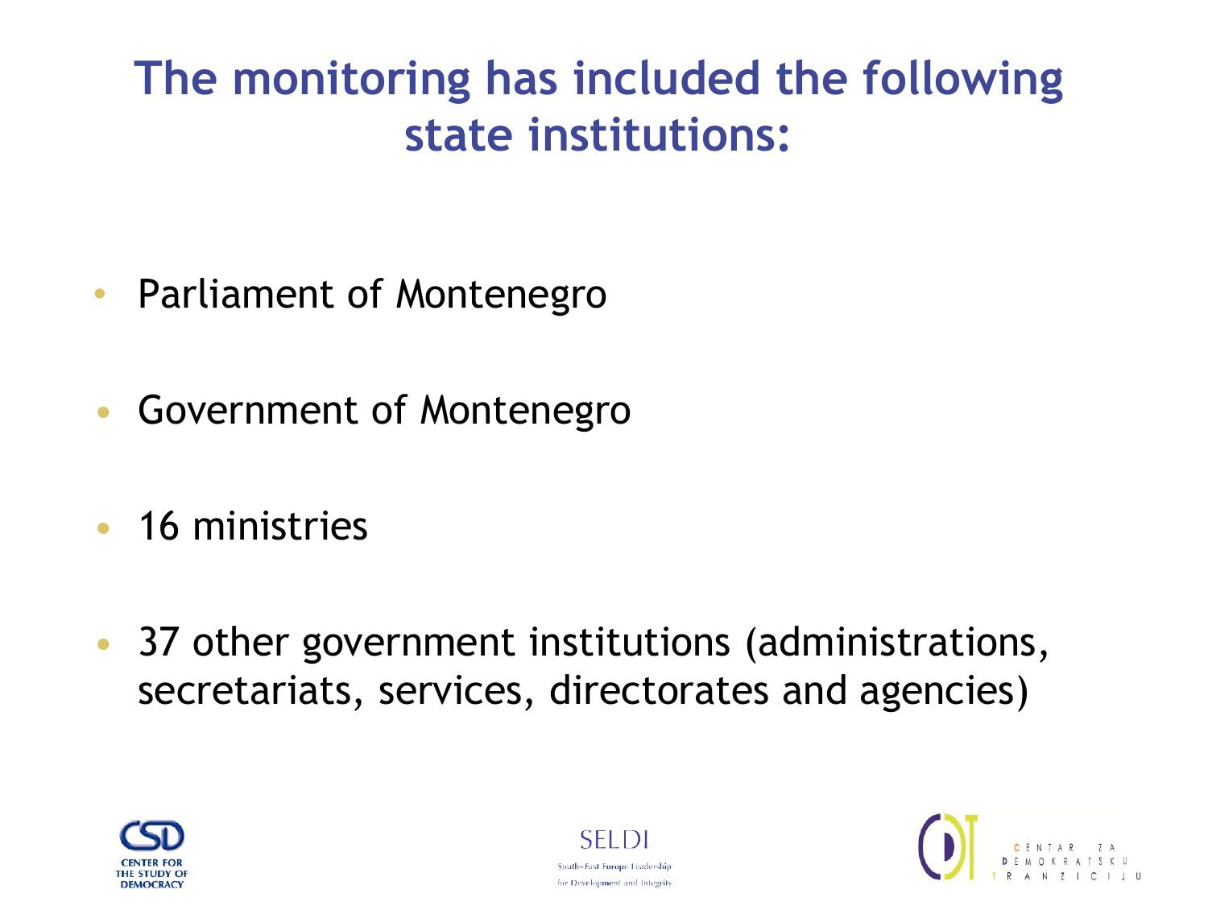# The monitoring has included the following state institutions:

- Parliament of Montenegro
- Government of Montenegro
- 16 ministries
- 37 other government institutions (administrations, secretariats, services, directorates and agencies)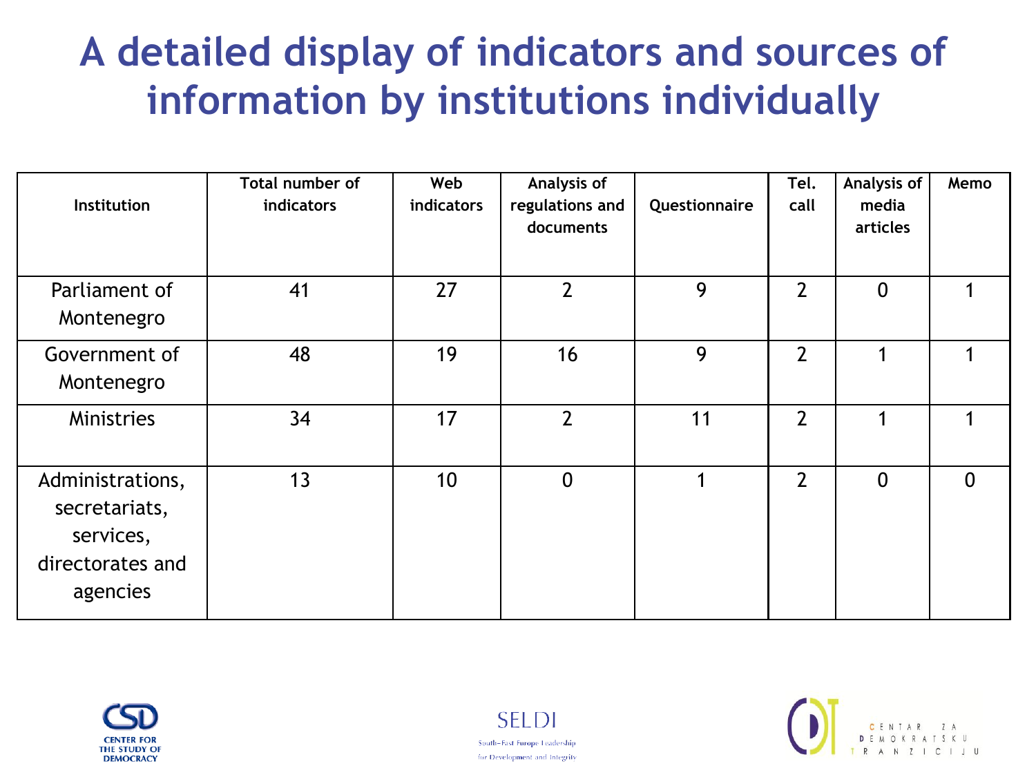# A detailed display of indicators and sources of information by institutions individually

| Institution | Total number of indicators | Web indicators | Analysis of regulations and documents | Questionnaire | Tel. call | Analysis of media articles | Memo |
|---|---|---|---|---|---|---|---|
| Parliament of Montenegro | 41 | 27 | 2 | 9 | 2 | 0 | 1 |
| Government of Montenegro | 48 | 19 | 16 | 9 | 2 | 1 | 1 |
| Ministries | 34 | 17 | 2 | 11 | 2 | 1 | 1 |
| Administrations, secretariats, services, directorates and agencies | 13 | 10 | 0 | 1 | 2 | 0 | 0 |

CENTER FOR THE STUDY OF DEMOCRACY

SELDI South-East Europe Leadership for Development and Integrity

CENTAR ZA DEMOKRATSKU TRANZICIJU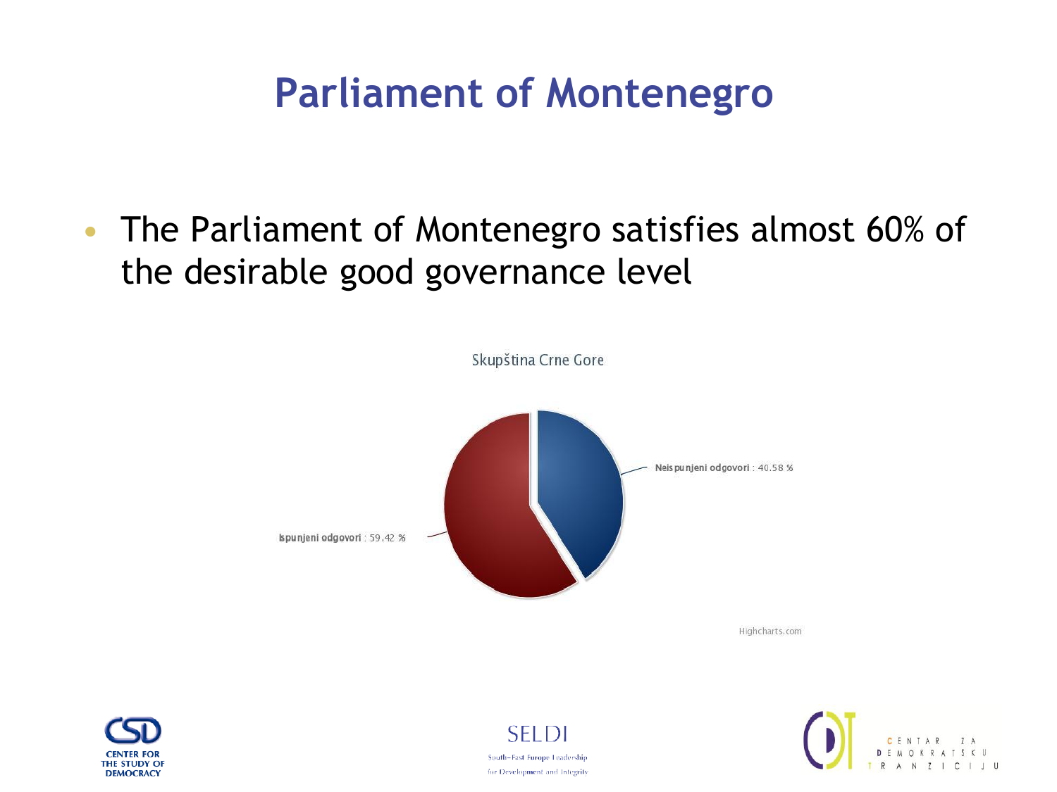# Parliament of Montenegro

- The Parliament of Montenegro satisfies almost 60% of the desirable good governance level

Skupština Crne Gore

Neispunjeni odgovori : 40.58 %

Ispunjeni odgovori : 59.42 %

Highcharts.com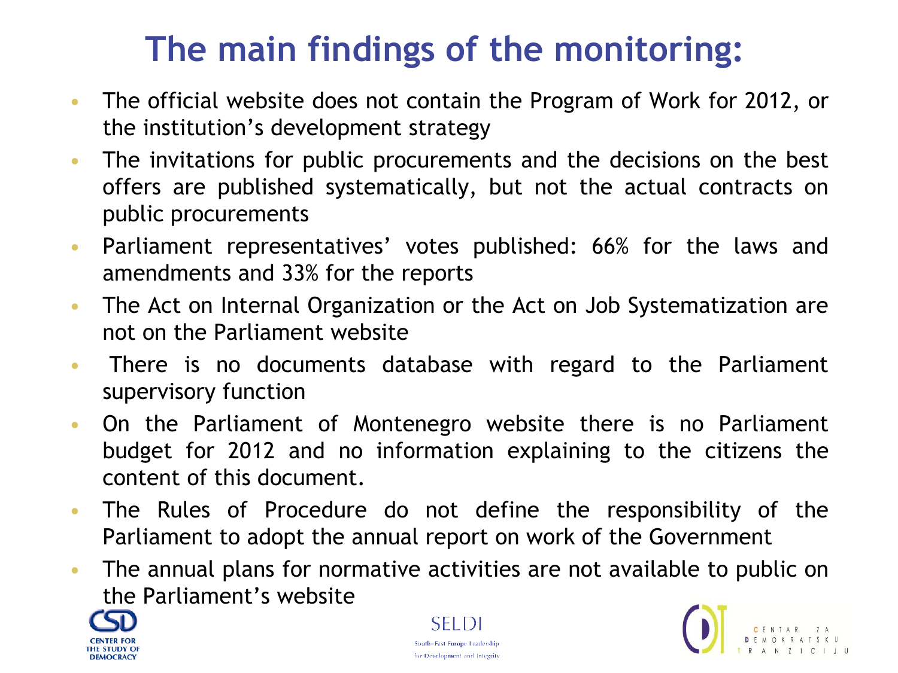# The main findings of the monitoring:

- The official website does not contain the Program of Work for 2012, or the institution's development strategy
- The invitations for public procurements and the decisions on the best offers are published systematically, but not the actual contracts on public procurements
- Parliament representatives' votes published: 66% for the laws and amendments and 33% for the reports
- The Act on Internal Organization or the Act on Job Systematization are not on the Parliament website
- There is no documents database with regard to the Parliament supervisory function
- On the Parliament of Montenegro website there is no Parliament budget for 2012 and no information explaining to the citizens the content of this document.
- The Rules of Procedure do not define the responsibility of the Parliament to adopt the annual report on work of the Government
- The annual plans for normative activities are not available to public on the Parliament's website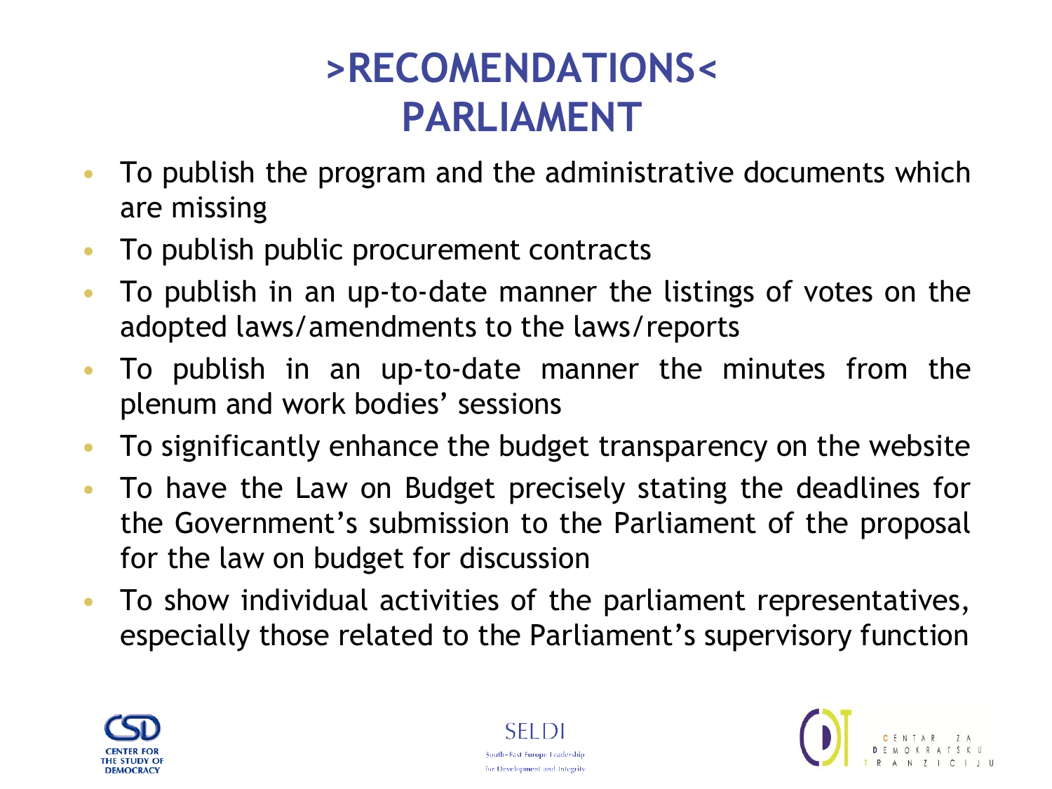# >RECOMENDATIONS< PARLIAMENT

- To publish the program and the administrative documents which are missing
- To publish public procurement contracts
- To publish in an up-to-date manner the listings of votes on the adopted laws/amendments to the laws/reports
- To publish in an up-to-date manner the minutes from the plenum and work bodies' sessions
- To significantly enhance the budget transparency on the website
- To have the Law on Budget precisely stating the deadlines for the Government's submission to the Parliament of the proposal for the law on budget for discussion
- To show individual activities of the parliament representatives, especially those related to the Parliament's supervisory function

CENTER FOR THE STUDY OF DEMOCRACY

SELDI South-East Europe Leadership for Development and Integrity

CENTAR ZA DEMOKRATSKU TRANZICIJU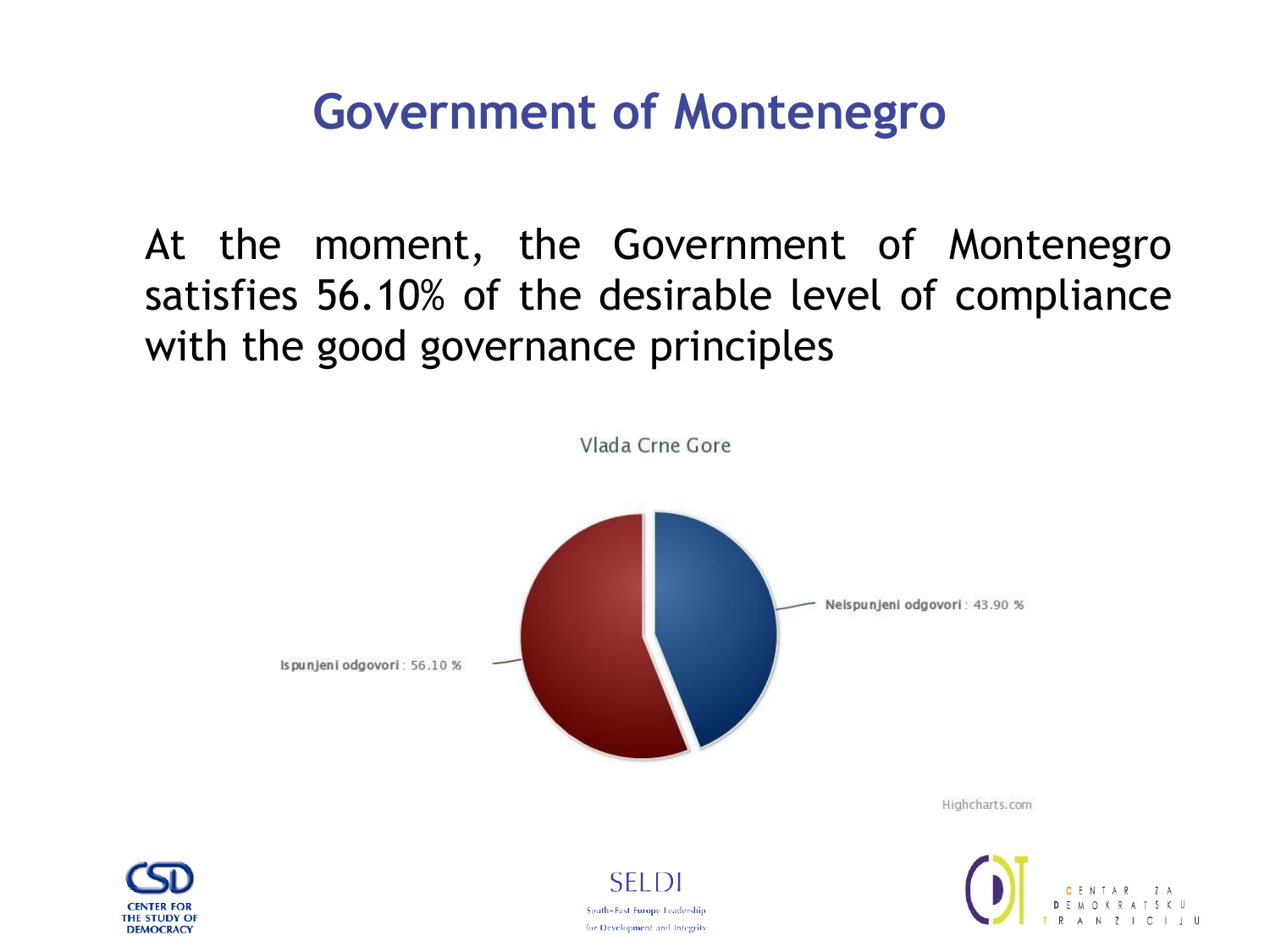# Government of Montenegro

At the moment, the Government of Montenegro satisfies 56.10% of the desirable level of compliance with the good governance principles

Vlada Crne Gore

Neispunjeni odgovori: 43.90 %

Ispunjeni odgovori: 56.10 %

Highcharts.com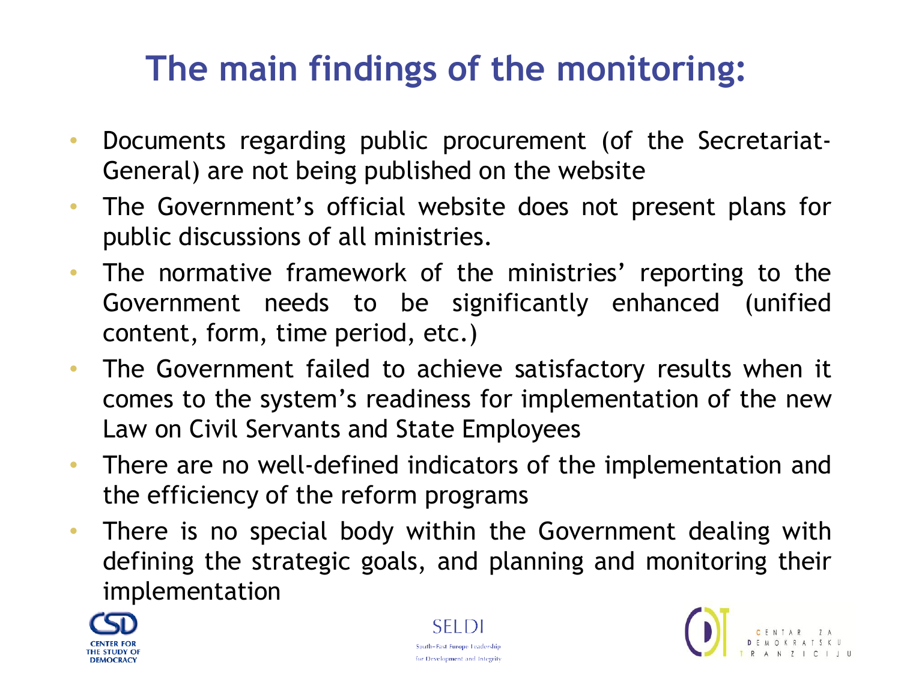# The main findings of the monitoring:

- Documents regarding public procurement (of the Secretariat-General) are not being published on the website
- The Government's official website does not present plans for public discussions of all ministries.
- The normative framework of the ministries' reporting to the Government needs to be significantly enhanced (unified content, form, time period, etc.)
- The Government failed to achieve satisfactory results when it comes to the system's readiness for implementation of the new Law on Civil Servants and State Employees
- There are no well-defined indicators of the implementation and the efficiency of the reform programs
- There is no special body within the Government dealing with defining the strategic goals, and planning and monitoring their implementation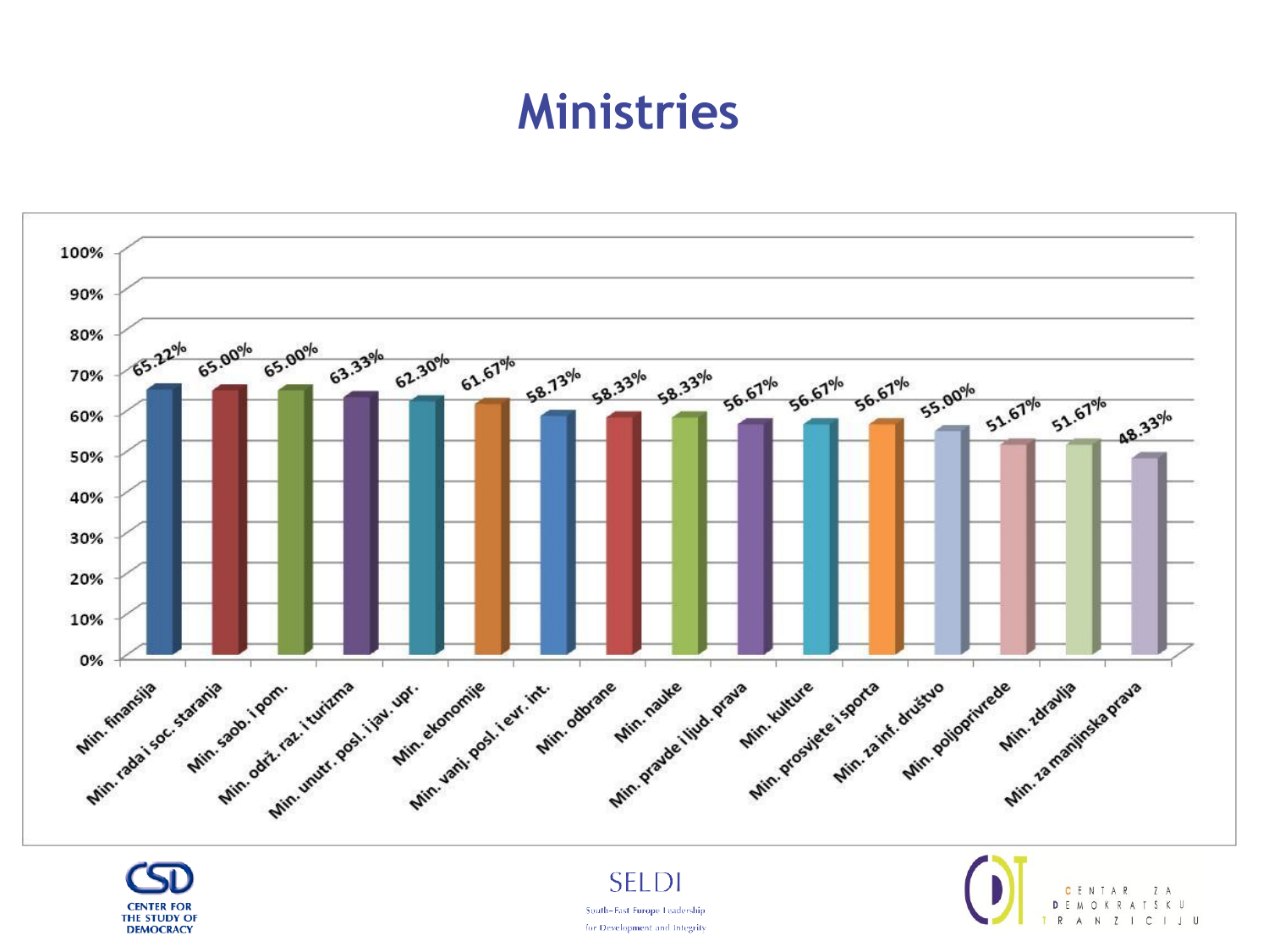# Ministries

| Ministry | Value |
|---|---|
| Min. finansija | 65.22% |
| Min. rada i soc. staranja | 65.00% |
| Min. saob. i pom. | 65.00% |
| Min. održ. raz. i turizma | 63.33% |
| Min. unutr. posl. i jav. upr. | 62.30% |
| Min. ekonomije | 61.67% |
| Min. vanj. posl. i evr. int. | 58.73% |
| Min. odbrane | 58.33% |
| Min. nauke | 58.33% |
| Min. pravde i ljud. prava | 56.67% |
| Min. kulture | 56.67% |
| Min. prosvjete i sporta | 56.67% |
| Min. za inf. društvo | 55.00% |
| Min. poljoprivrede | 51.67% |
| Min. zdravlja | 51.67% |
| Min. za manjinska prava | 48.33% |

CENTER FOR THE STUDY OF DEMOCRACY

SELDI
South-East Europe Leadership for Development and Integrity

CENTAR ZA DEMOKRATSKU TRANZICIJU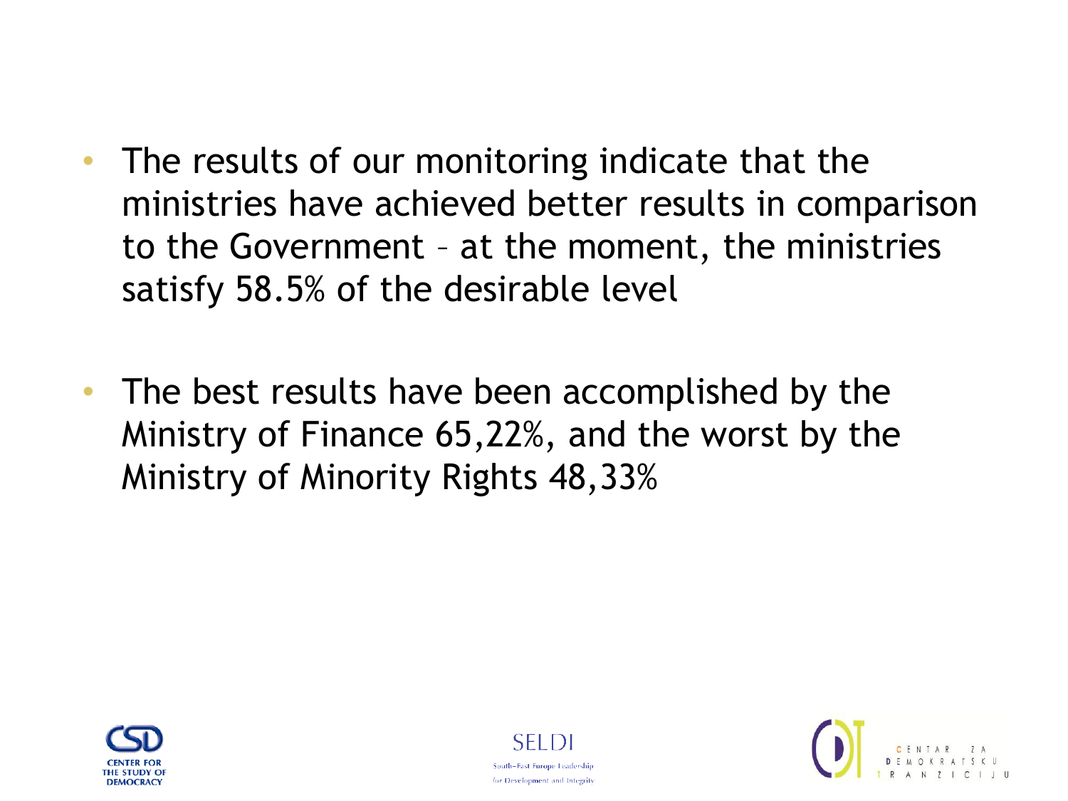- The results of our monitoring indicate that the ministries have achieved better results in comparison to the Government – at the moment, the ministries satisfy 58.5% of the desirable level
- The best results have been accomplished by the Ministry of Finance 65,22%, and the worst by the Ministry of Minority Rights 48,33%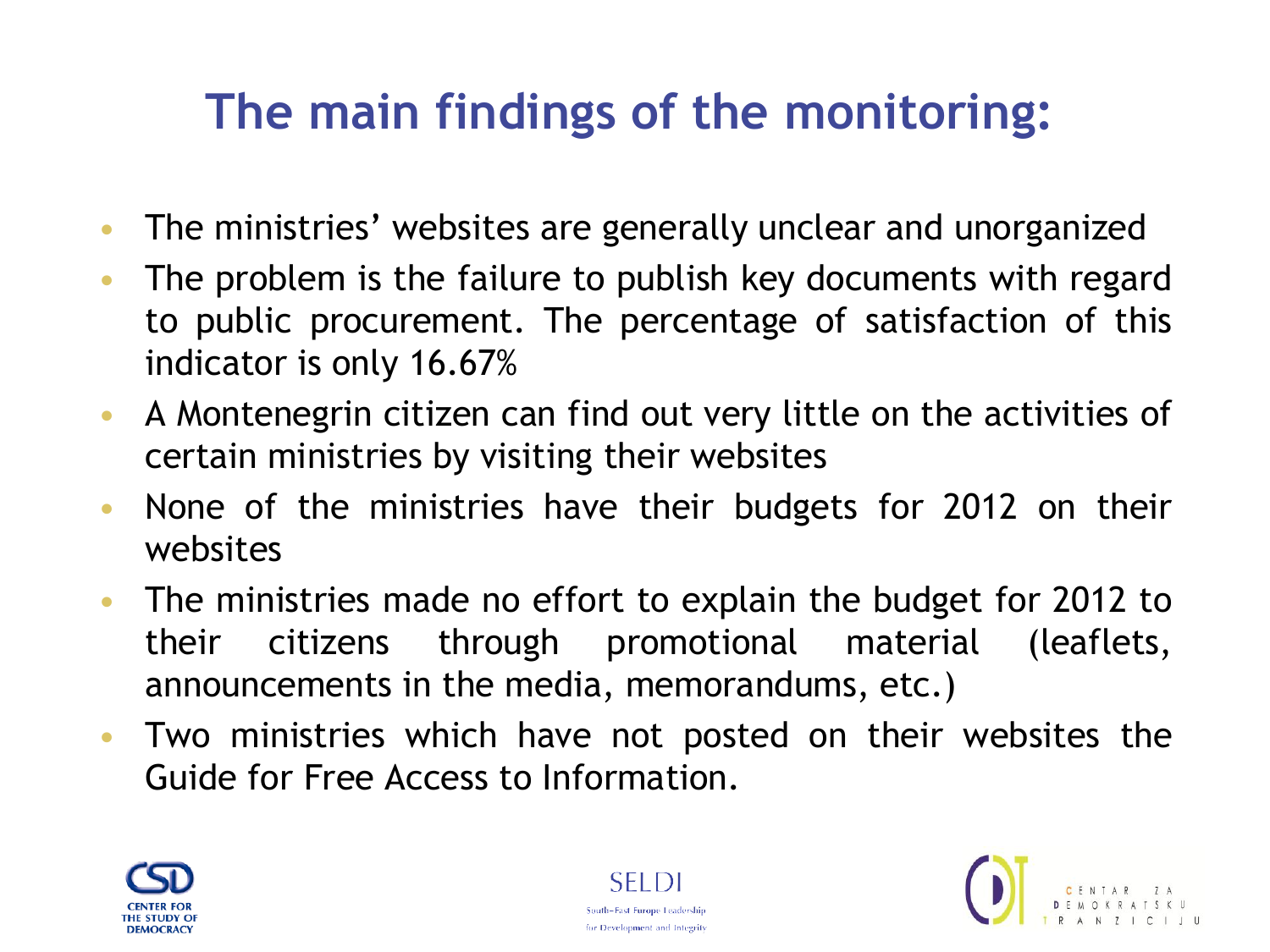# The main findings of the monitoring:

- The ministries' websites are generally unclear and unorganized
- The problem is the failure to publish key documents with regard to public procurement. The percentage of satisfaction of this indicator is only 16.67%
- A Montenegrin citizen can find out very little on the activities of certain ministries by visiting their websites
- None of the ministries have their budgets for 2012 on their websites
- The ministries made no effort to explain the budget for 2012 to their citizens through promotional material (leaflets, announcements in the media, memorandums, etc.)
- Two ministries which have not posted on their websites the Guide for Free Access to Information.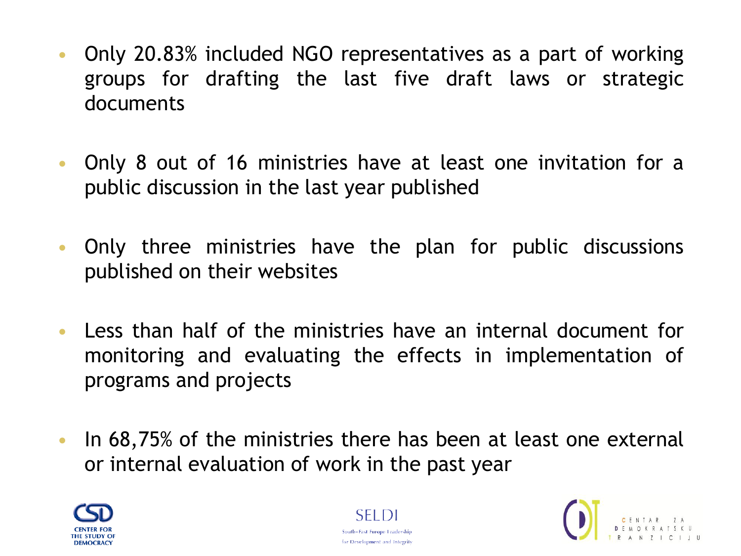- Only 20.83% included NGO representatives as a part of working groups for drafting the last five draft laws or strategic documents

- Only 8 out of 16 ministries have at least one invitation for a public discussion in the last year published

- Only three ministries have the plan for public discussions published on their websites

- Less than half of the ministries have an internal document for monitoring and evaluating the effects in implementation of programs and projects

- In 68,75% of the ministries there has been at least one external or internal evaluation of work in the past year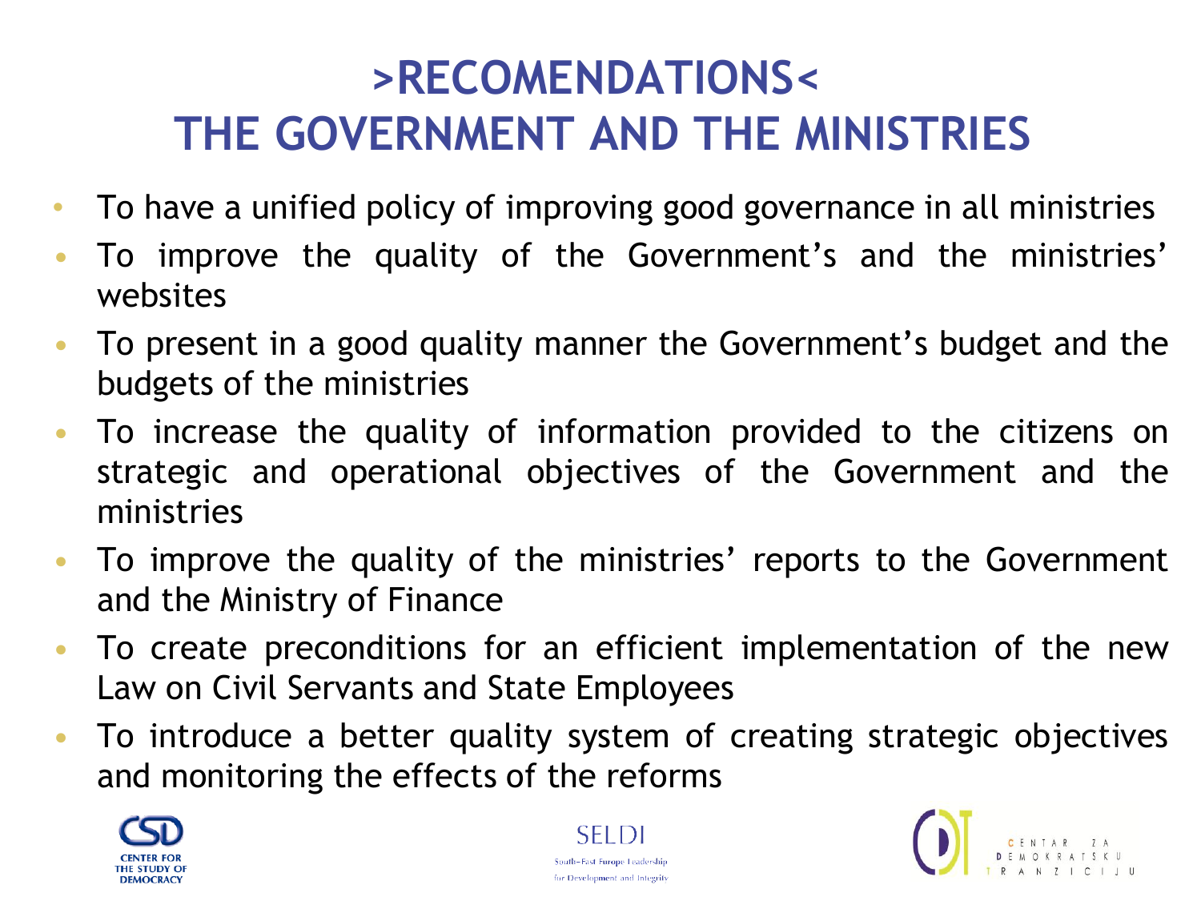# >RECOMENDATIONS< THE GOVERNMENT AND THE MINISTRIES

- To have a unified policy of improving good governance in all ministries
- To improve the quality of the Government's and the ministries' websites
- To present in a good quality manner the Government's budget and the budgets of the ministries
- To increase the quality of information provided to the citizens on strategic and operational objectives of the Government and the ministries
- To improve the quality of the ministries' reports to the Government and the Ministry of Finance
- To create preconditions for an efficient implementation of the new Law on Civil Servants and State Employees
- To introduce a better quality system of creating strategic objectives and monitoring the effects of the reforms

CENTER FOR THE STUDY OF DEMOCRACY

SELDI South-East Europe Leadership for Development and Integrity

CENTAR ZA DEMOKRATSKU TRANZICIJU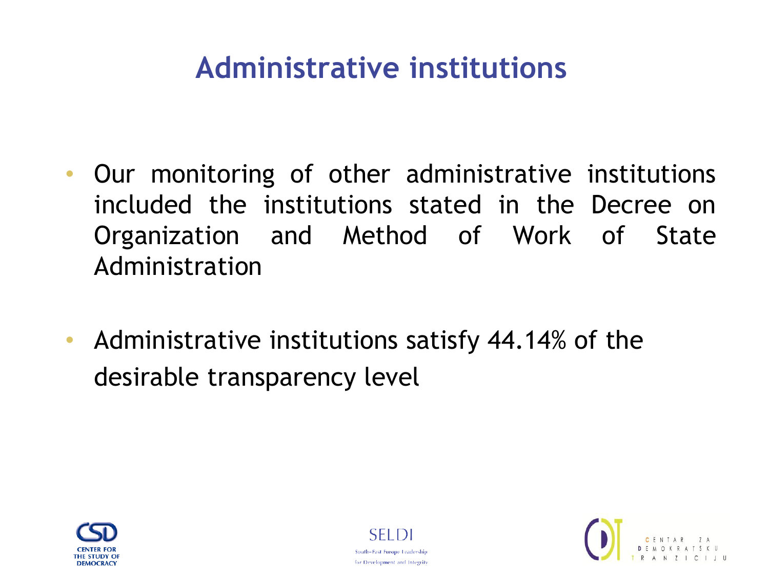# Administrative institutions

- Our monitoring of other administrative institutions included the institutions stated in the Decree on Organization and Method of Work of State Administration
- Administrative institutions satisfy 44.14% of the desirable transparency level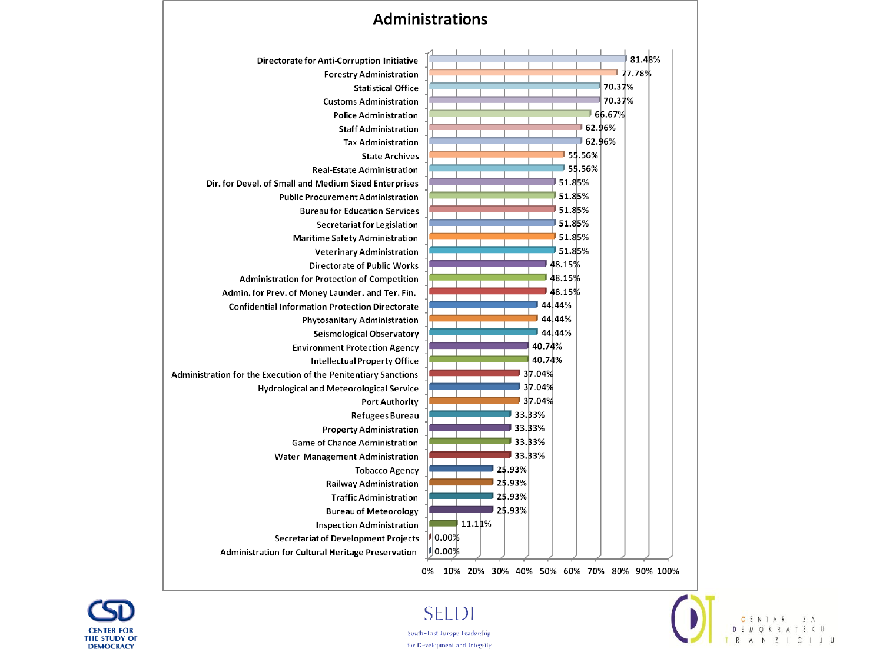# Administrations

| Administration | % |
|---|---|
| Directorate for Anti-Corruption Initiative | 81.48% |
| Forestry Administration | 77.78% |
| Statistical Office | 70.37% |
| Customs Administration | 70.37% |
| Police Administration | 66.67% |
| Staff Administration | 62.96% |
| Tax Administration | 62.96% |
| State Archives | 55.56% |
| Real-Estate Administration | 55.56% |
| Dir. for Devel. of Small and Medium Sized Enterprises | 51.85% |
| Public Procurement Administration | 51.85% |
| Bureau for Education Services | 51.85% |
| Secretariat for Legislation | 51.85% |
| Maritime Safety Administration | 51.85% |
| Veterinary Administration | 51.85% |
| Directorate of Public Works | 48.15% |
| Administration for Protection of Competition | 48.15% |
| Admin. for Prev. of Money Launder. and Ter. Fin. | 48.15% |
| Confidential Information Protection Directorate | 44.44% |
| Phytosanitary Administration | 44.44% |
| Seismological Observatory | 44.44% |
| Environment Protection Agency | 40.74% |
| Intellectual Property Office | 40.74% |
| Administration for the Execution of the Penitentiary Sanctions | 37.04% |
| Hydrological and Meteorological Service | 37.04% |
| Port Authority | 37.04% |
| Refugees Bureau | 33.33% |
| Property Administration | 33.33% |
| Game of Chance Administration | 33.33% |
| Water Management Administration | 33.33% |
| Tobacco Agency | 25.93% |
| Railway Administration | 25.93% |
| Traffic Administration | 25.93% |
| Bureau of Meteorology | 25.93% |
| Inspection Administration | 11.11% |
| Secretariat of Development Projects | 0.00% |
| Administration for Cultural Heritage Preservation | 0.00% |

CENTER FOR THE STUDY OF DEMOCRACY

SELDI
South-East Europe Leadership for Development and Integrity

CENTAR ZA DEMOKRATSKU TRANZICIJU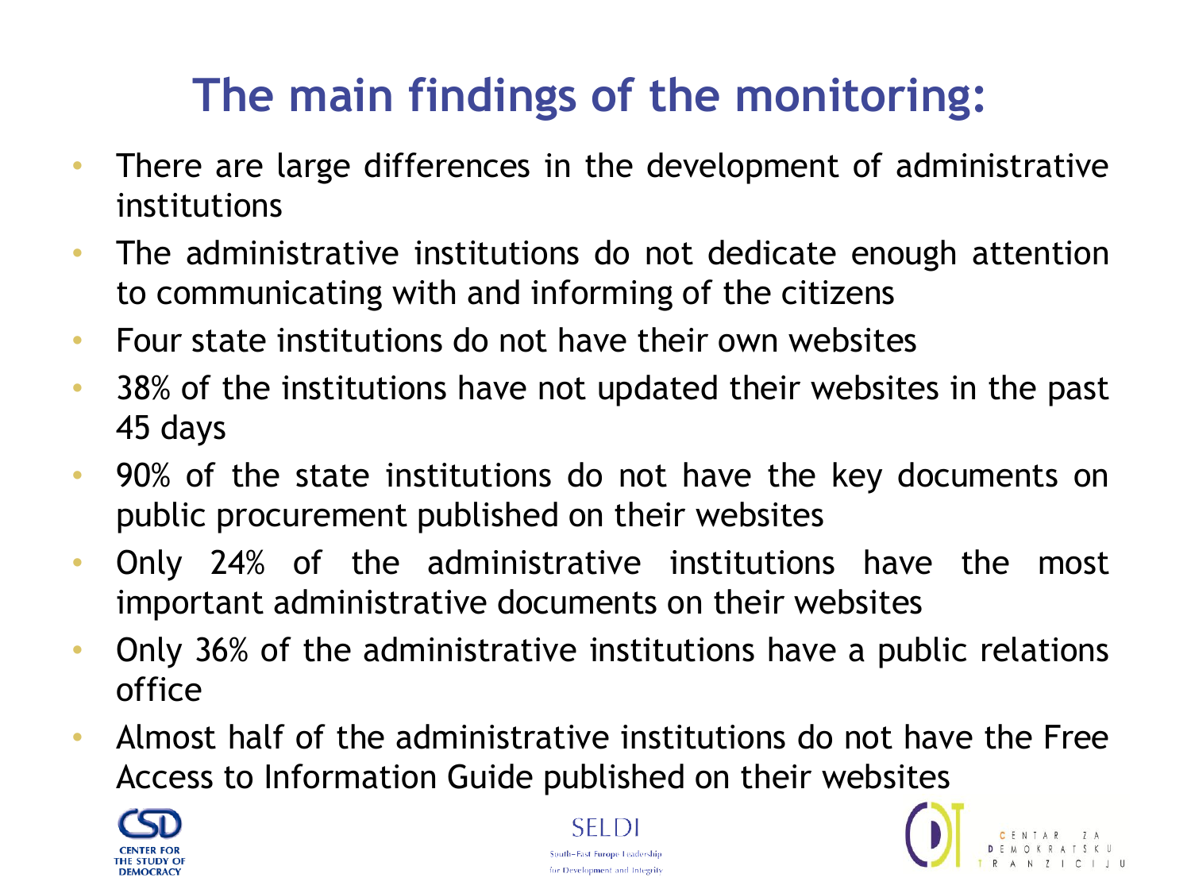# The main findings of the monitoring:

- There are large differences in the development of administrative institutions
- The administrative institutions do not dedicate enough attention to communicating with and informing of the citizens
- Four state institutions do not have their own websites
- 38% of the institutions have not updated their websites in the past 45 days
- 90% of the state institutions do not have the key documents on public procurement published on their websites
- Only 24% of the administrative institutions have the most important administrative documents on their websites
- Only 36% of the administrative institutions have a public relations office
- Almost half of the administrative institutions do not have the Free Access to Information Guide published on their websites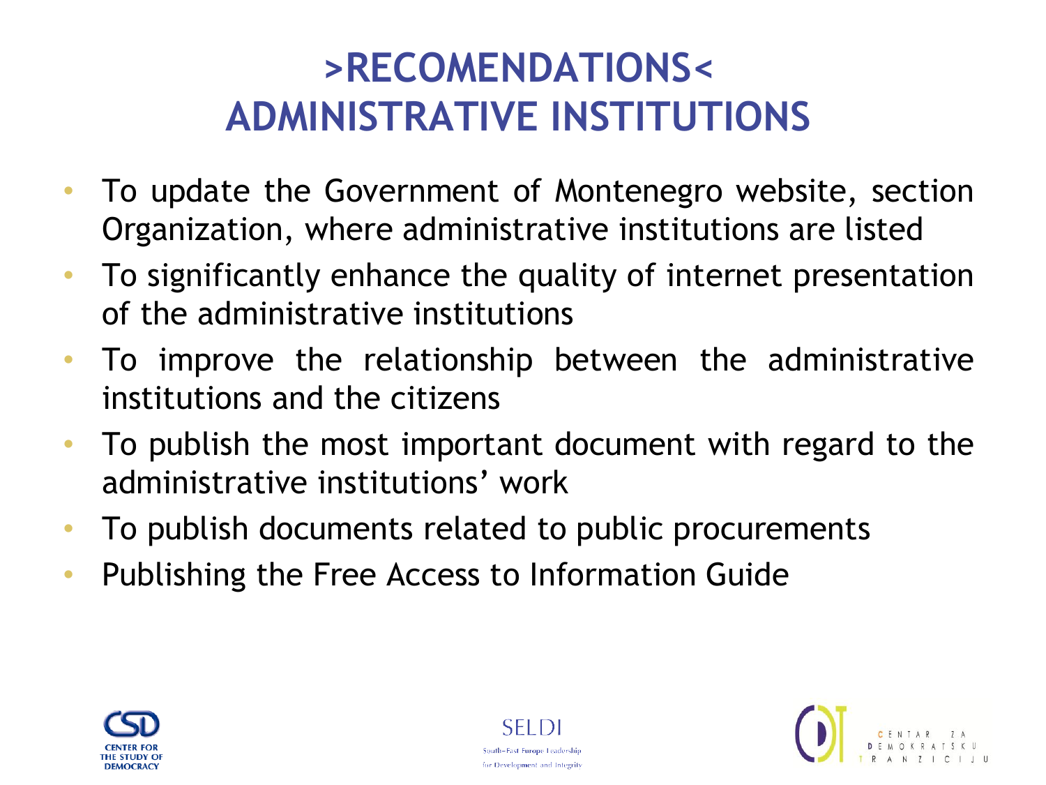# >RECOMENDATIONS< ADMINISTRATIVE INSTITUTIONS

- To update the Government of Montenegro website, section Organization, where administrative institutions are listed
- To significantly enhance the quality of internet presentation of the administrative institutions
- To improve the relationship between the administrative institutions and the citizens
- To publish the most important document with regard to the administrative institutions' work
- To publish documents related to public procurements
- Publishing the Free Access to Information Guide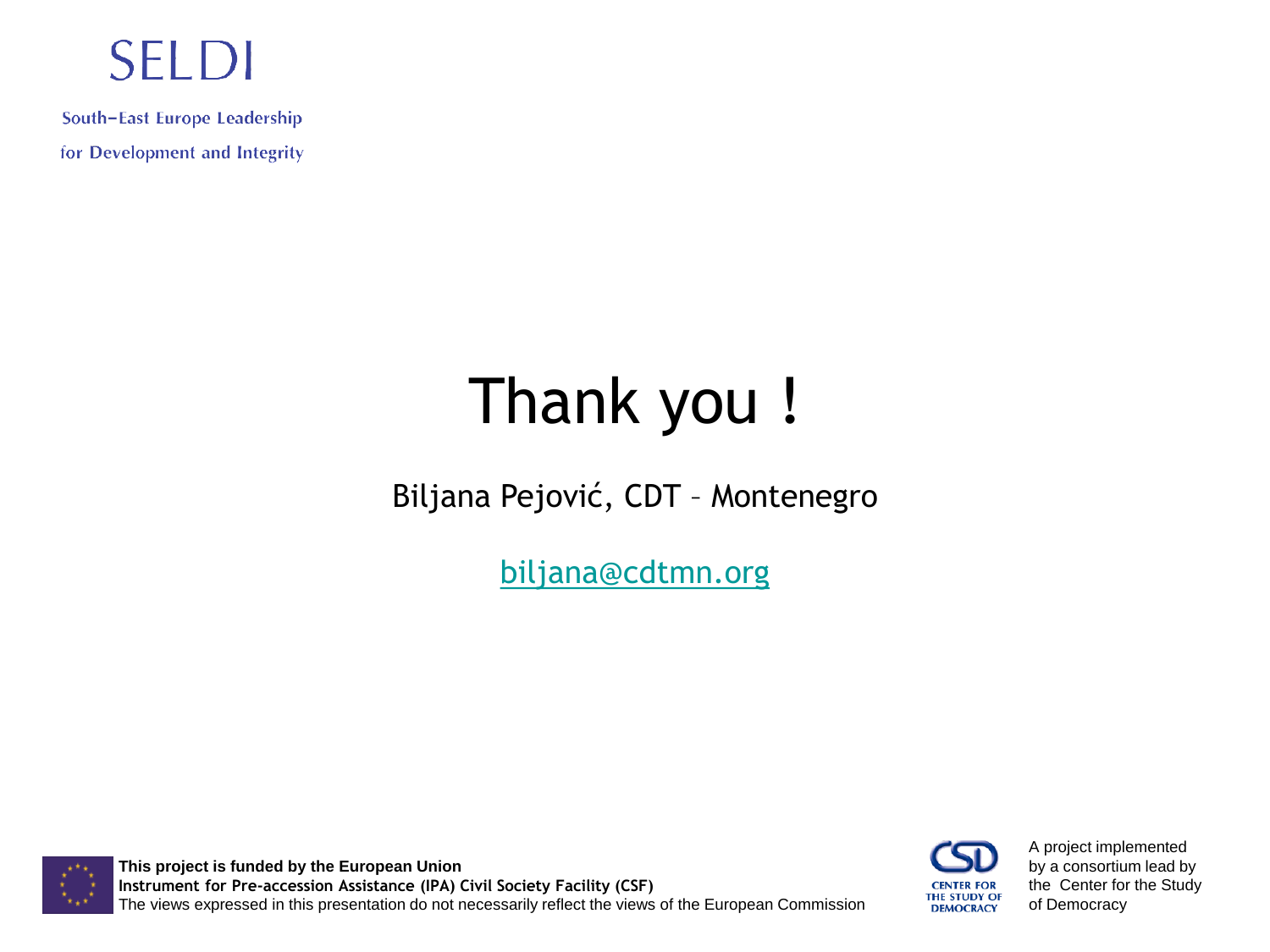SELDI

South–East Europe Leadership for Development and Integrity

# Thank you !

Biljana Pejović, CDT – Montenegro

biljana@cdtmn.org

**This project is funded by the European Union**
**Instrument for Pre-accession Assistance (IPA) Civil Society Facility (CSF)**
The views expressed in this presentation do not necessarily reflect the views of the European Commission

CSD CENTER FOR THE STUDY OF DEMOCRACY

A project implemented by a consortium lead by the Center for the Study of Democracy